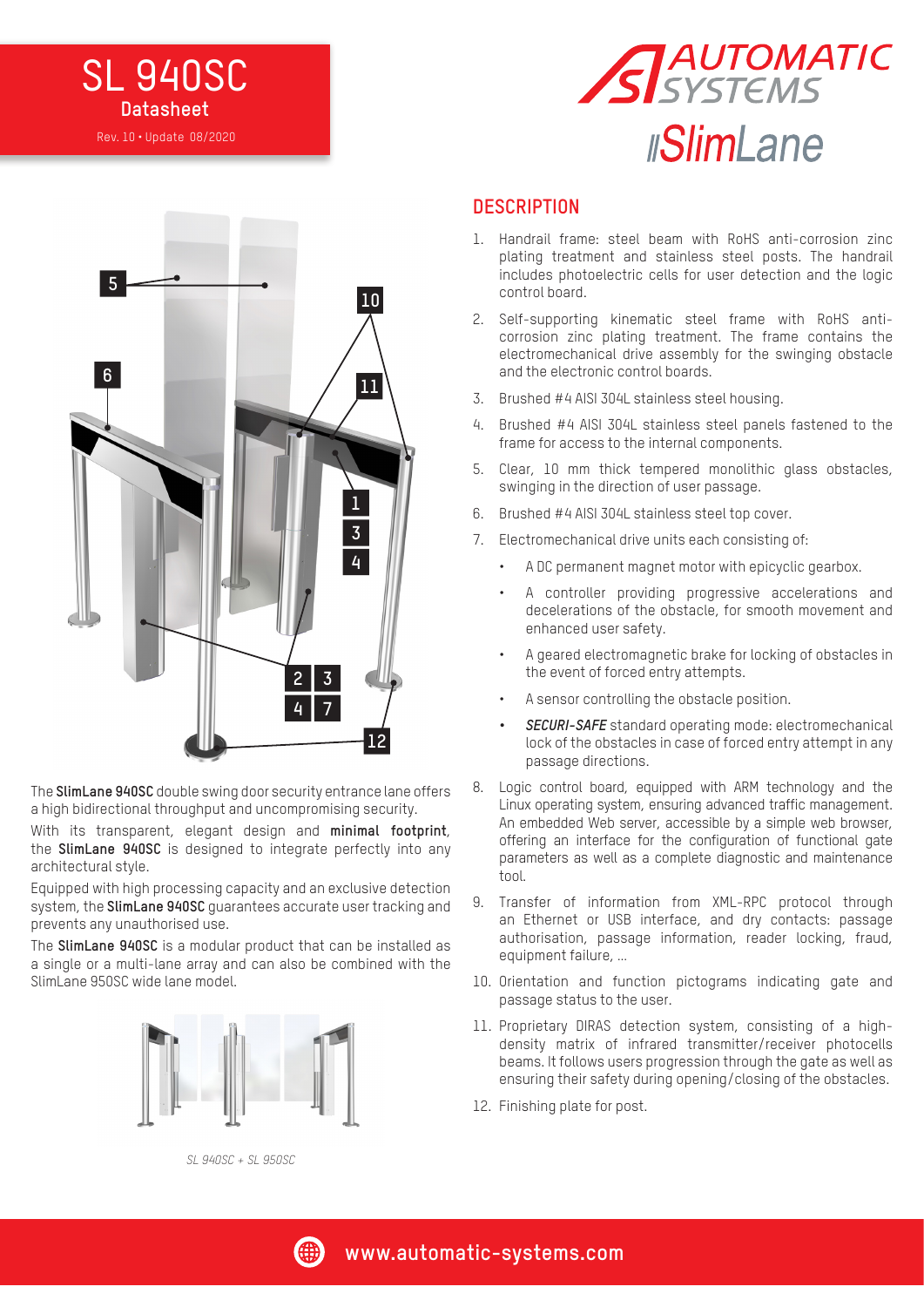# SL 940SC

**Datasheet**

Rev. 10 • Update 08/2020

AUTOMATIC SYSTEMS

SlimLane

The **SlimLane 940SC** double swing door security entrance lane offers a high bidirectional throughput and uncompromising security.

With its transparent, elegant design and **minimal footprint**, the **SlimLane 940SC** is designed to integrate perfectly into any architectural style.

Equipped with high processing capacity and an exclusive detection system, the **SlimLane 940SC** guarantees accurate user tracking and prevents any unauthorised use.

The **SlimLane 940SC** is a modular product that can be installed as a single or a multi-lane array and can also be combined with the SlimLane 950SC wide lane model.

*SL 940SC + SL 950SC*

## DESCRIPTION

1. Handrail frame: steel beam with RoHS anti-corrosion zinc plating treatment and stainless steel posts. The handrail includes photoelectric cells for user detection and the logic control board.
2. Self-supporting kinematic steel frame with RoHS anti-corrosion zinc plating treatment. The frame contains the electromechanical drive assembly for the swinging obstacle and the electronic control boards.
3. Brushed #4 AISI 304L stainless steel housing.
4. Brushed #4 AISI 304L stainless steel panels fastened to the frame for access to the internal components.
5. Clear, 10 mm thick tempered monolithic glass obstacles, swinging in the direction of user passage.
6. Brushed #4 AISI 304L stainless steel top cover.
7. Electromechanical drive units each consisting of:
   - A DC permanent magnet motor with epicyclic gearbox.
   - A controller providing progressive accelerations and decelerations of the obstacle, for smooth movement and enhanced user safety.
   - A geared electromagnetic brake for locking of obstacles in the event of forced entry attempts.
   - A sensor controlling the obstacle position.
   - ***SECURI-SAFE*** standard operating mode: electromechanical lock of the obstacles in case of forced entry attempt in any passage directions.
8. Logic control board, equipped with ARM technology and the Linux operating system, ensuring advanced traffic management. An embedded Web server, accessible by a simple web browser, offering an interface for the configuration of functional gate parameters as well as a complete diagnostic and maintenance tool.
9. Transfer of information from XML-RPC protocol through an Ethernet or USB interface, and dry contacts: passage authorisation, passage information, reader locking, fraud, equipment failure, ...
10. Orientation and function pictograms indicating gate and passage status to the user.
11. Proprietary DIRAS detection system, consisting of a high-density matrix of infrared transmitter/receiver photocells beams. It follows users progression through the gate as well as ensuring their safety during opening/closing of the obstacles.
12. Finishing plate for post.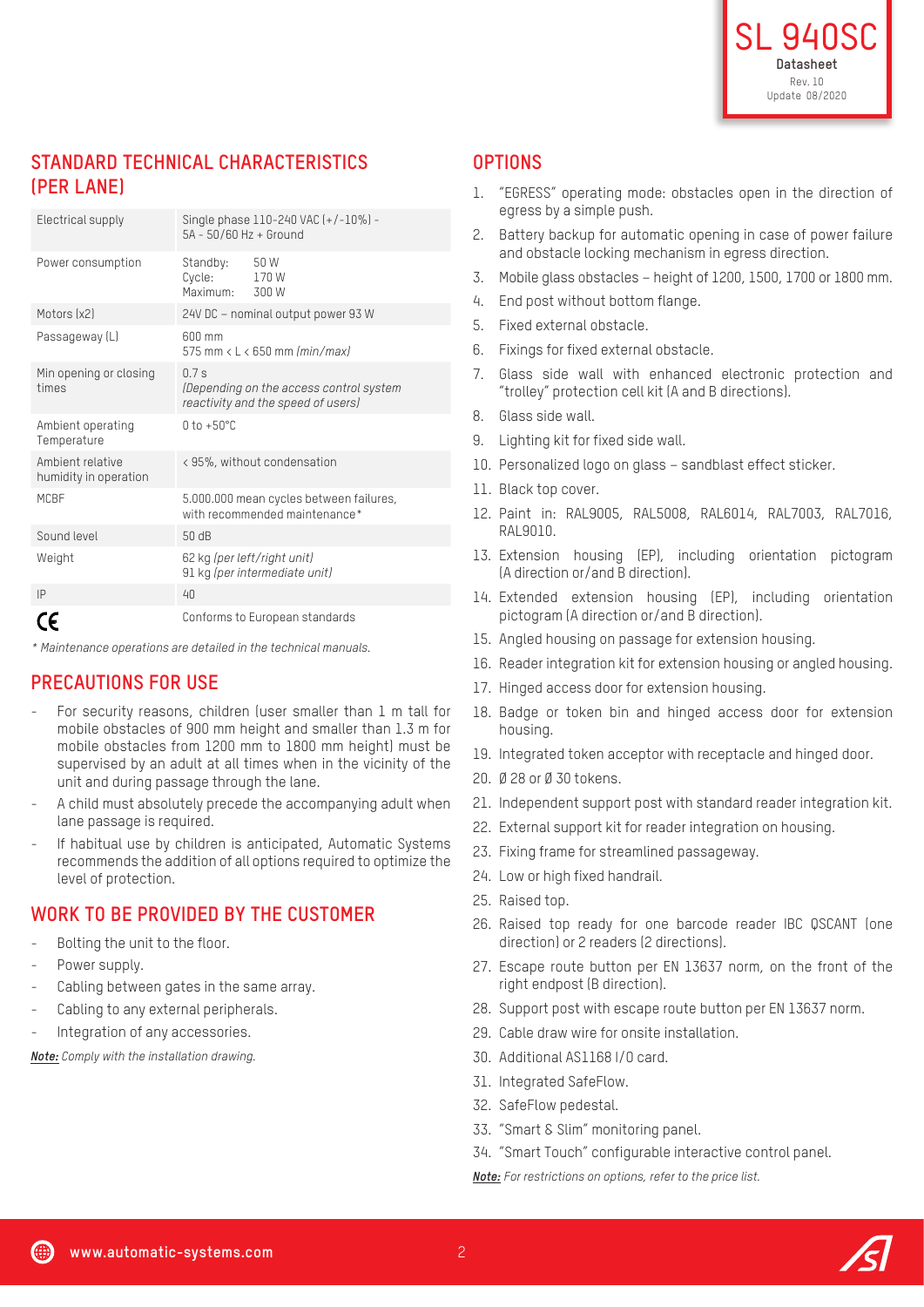## STANDARD TECHNICAL CHARACTERISTICS (PER LANE)

| | |
|---|---|
| Electrical supply | Single phase 110-240 VAC (+/-10%) - 5A - 50/60 Hz + Ground |
| Power consumption | Standby: 50 W<br>Cycle: 170 W<br>Maximum: 300 W |
| Motors (x2) | 24V DC – nominal output power 93 W |
| Passageway (L) | 600 mm<br>575 mm < L < 650 mm *(min/max)* |
| Min opening or closing times | 0.7 s<br>*(Depending on the access control system reactivity and the speed of users)* |
| Ambient operating Temperature | 0 to +50°C |
| Ambient relative humidity in operation | < 95%, without condensation |
| MCBF | 5.000.000 mean cycles between failures, with recommended maintenance* |
| Sound level | 50 dB |
| Weight | 62 kg *(per left/right unit)*<br>91 kg *(per intermediate unit)* |
| IP | 40 |
| CE | Conforms to European standards |

*\* Maintenance operations are detailed in the technical manuals.*

## PRECAUTIONS FOR USE

- For security reasons, children (user smaller than 1 m tall for mobile obstacles of 900 mm height and smaller than 1.3 m for mobile obstacles from 1200 mm to 1800 mm height) must be supervised by an adult at all times when in the vicinity of the unit and during passage through the lane.
- A child must absolutely precede the accompanying adult when lane passage is required.
- If habitual use by children is anticipated, Automatic Systems recommends the addition of all options required to optimize the level of protection.

## WORK TO BE PROVIDED BY THE CUSTOMER

- Bolting the unit to the floor.
- Power supply.
- Cabling between gates in the same array.
- Cabling to any external peripherals.
- Integration of any accessories.

***Note:*** *Comply with the installation drawing.*

## OPTIONS

1. "EGRESS" operating mode: obstacles open in the direction of egress by a simple push.
2. Battery backup for automatic opening in case of power failure and obstacle locking mechanism in egress direction.
3. Mobile glass obstacles – height of 1200, 1500, 1700 or 1800 mm.
4. End post without bottom flange.
5. Fixed external obstacle.
6. Fixings for fixed external obstacle.
7. Glass side wall with enhanced electronic protection and "trolley" protection cell kit (A and B directions).
8. Glass side wall.
9. Lighting kit for fixed side wall.
10. Personalized logo on glass – sandblast effect sticker.
11. Black top cover.
12. Paint in: RAL9005, RAL5008, RAL6014, RAL7003, RAL7016, RAL9010.
13. Extension housing (EP), including orientation pictogram (A direction or/and B direction).
14. Extended extension housing (EP), including orientation pictogram (A direction or/and B direction).
15. Angled housing on passage for extension housing.
16. Reader integration kit for extension housing or angled housing.
17. Hinged access door for extension housing.
18. Badge or token bin and hinged access door for extension housing.
19. Integrated token acceptor with receptacle and hinged door.
20. Ø 28 or Ø 30 tokens.
21. Independent support post with standard reader integration kit.
22. External support kit for reader integration on housing.
23. Fixing frame for streamlined passageway.
24. Low or high fixed handrail.
25. Raised top.
26. Raised top ready for one barcode reader IBC QSCANT (one direction) or 2 readers (2 directions).
27. Escape route button per EN 13637 norm, on the front of the right endpost (B direction).
28. Support post with escape route button per EN 13637 norm.
29. Cable draw wire for onsite installation.
30. Additional AS1168 I/O card.
31. Integrated SafeFlow.
32. SafeFlow pedestal.
33. "Smart & Slim" monitoring panel.
34. "Smart Touch" configurable interactive control panel.

***Note:*** *For restrictions on options, refer to the price list.*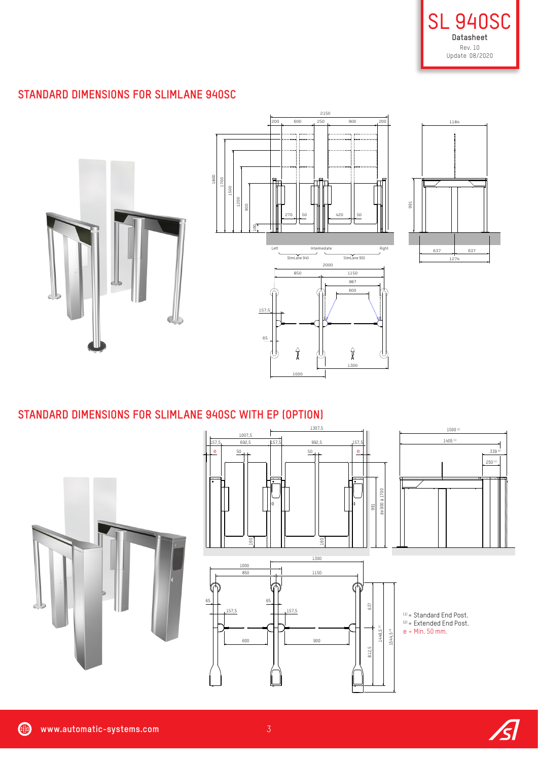# STANDARD DIMENSIONS FOR SLIMLANE 940SC

# STANDARD DIMENSIONS FOR SLIMLANE 940SC WITH EP (OPTION)

(1) = Standard End Post.
(2) = Extended End Post.
e = Min. 50 mm.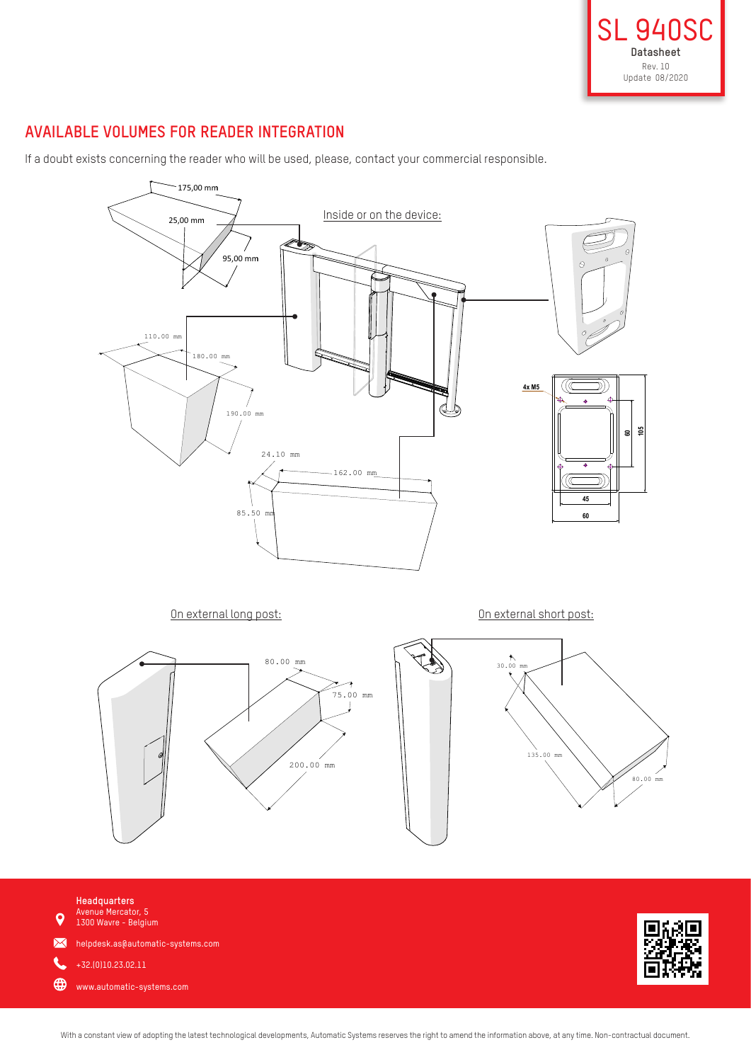SL 940SC
Datasheet
Rev. 10
Update 08/2020

## AVAILABLE VOLUMES FOR READER INTEGRATION

If a doubt exists concerning the reader who will be used, please, contact your commercial responsible.

175,00 mm
25,00 mm
95,00 mm

Inside or on the device:

110.00 mm
180.00 mm
190.00 mm

24.10 mm
162.00 mm
85.50 mm

4x M5
60
105
45
60

On external long post:

80.00 mm
75.00 mm
200.00 mm

On external short post:

30.00 mm
135.00 mm
80.00 mm

**Headquarters**
Avenue Mercator, 5
1300 Wavre - Belgium

helpdesk.as@automatic-systems.com

+32.(0)10.23.02.11

www.automatic-systems.com

With a constant view of adopting the latest technological developments, Automatic Systems reserves the right to amend the information above, at any time. Non-contractual document.